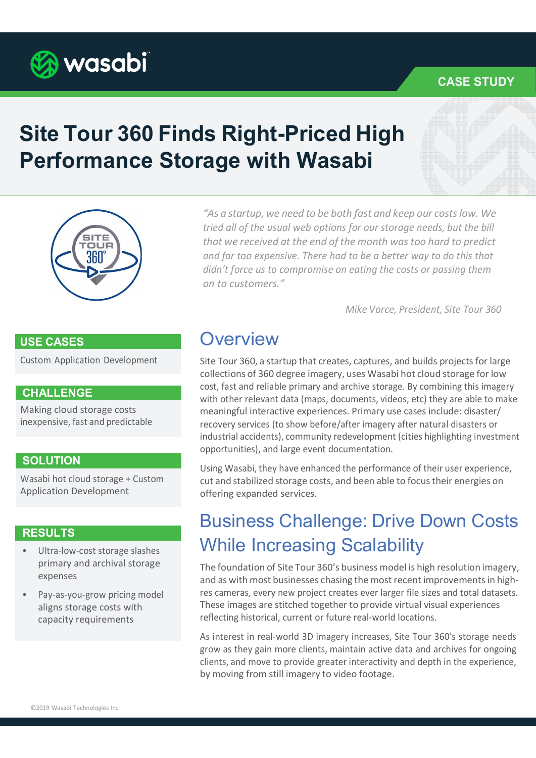CASE STUDY

# Site Tour 360 Finds Right-Priced High Performance Storage with Wasabi

*"As a startup, we need to be both fast and keep our costs low. We tried all of the usual web options for our storage needs, but the bill that we received at the end of the month was too hard to predict and far too expensive. There had to be a better way to do this that didn't force us to compromise on eating the costs or passing them on to customers."*

*Mike Vorce, President, Site Tour 360*

### USE CASES

Custom Application Development

### CHALLENGE

Making cloud storage costs inexpensive, fast and predictable

### SOLUTION

Wasabi hot cloud storage + Custom Application Development

### RESULTS

- Ultra-low-cost storage slashes primary and archival storage expenses
- Pay-as-you-grow pricing model aligns storage costs with capacity requirements

## Overview

Site Tour 360, a startup that creates, captures, and builds projects for large collections of 360 degree imagery, uses Wasabi hot cloud storage for low cost, fast and reliable primary and archive storage. By combining this imagery with other relevant data (maps, documents, videos, etc) they are able to make meaningful interactive experiences. Primary use cases include: disaster/recovery services (to show before/after imagery after natural disasters or industrial accidents), community redevelopment (cities highlighting investment opportunities), and large event documentation.

Using Wasabi, they have enhanced the performance of their user experience, cut and stabilized storage costs, and been able to focus their energies on offering expanded services.

## Business Challenge: Drive Down Costs While Increasing Scalability

The foundation of Site Tour 360's business model is high resolution imagery, and as with most businesses chasing the most recent improvements in high-res cameras, every new project creates ever larger file sizes and total datasets. These images are stitched together to provide virtual visual experiences reflecting historical, current or future real-world locations.

As interest in real-world 3D imagery increases, Site Tour 360's storage needs grow as they gain more clients, maintain active data and archives for ongoing clients, and move to provide greater interactivity and depth in the experience, by moving from still imagery to video footage.

©2019 Wasabi Technologies Inc.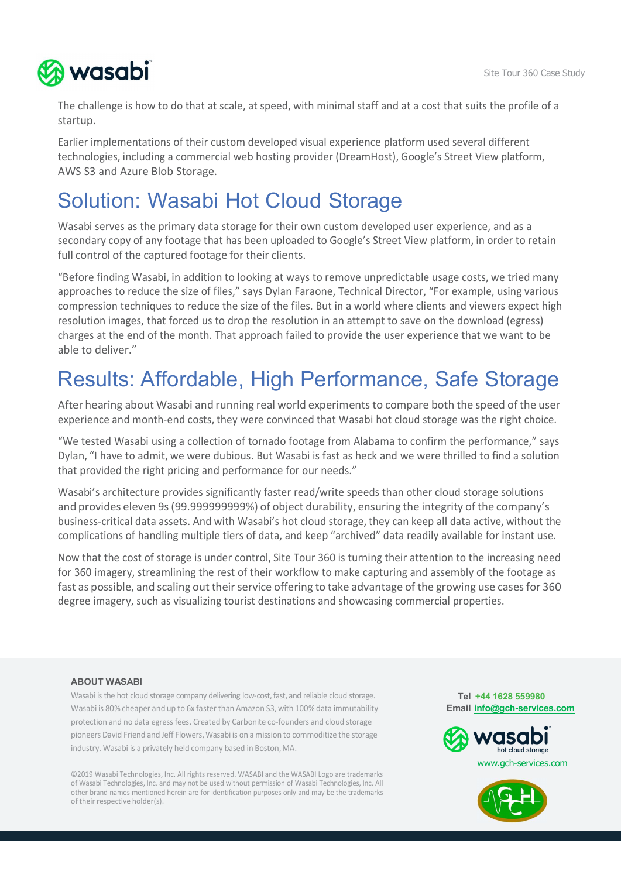The challenge is how to do that at scale, at speed, with minimal staff and at a cost that suits the profile of a startup.

Earlier implementations of their custom developed visual experience platform used several different technologies, including a commercial web hosting provider (DreamHost), Google's Street View platform, AWS S3 and Azure Blob Storage.

## Solution: Wasabi Hot Cloud Storage

Wasabi serves as the primary data storage for their own custom developed user experience, and as a secondary copy of any footage that has been uploaded to Google's Street View platform, in order to retain full control of the captured footage for their clients.

"Before finding Wasabi, in addition to looking at ways to remove unpredictable usage costs, we tried many approaches to reduce the size of files," says Dylan Faraone, Technical Director, "For example, using various compression techniques to reduce the size of the files. But in a world where clients and viewers expect high resolution images, that forced us to drop the resolution in an attempt to save on the download (egress) charges at the end of the month. That approach failed to provide the user experience that we want to be able to deliver."

## Results: Affordable, High Performance, Safe Storage

After hearing about Wasabi and running real world experiments to compare both the speed of the user experience and month-end costs, they were convinced that Wasabi hot cloud storage was the right choice.

"We tested Wasabi using a collection of tornado footage from Alabama to confirm the performance," says Dylan, "I have to admit, we were dubious. But Wasabi is fast as heck and we were thrilled to find a solution that provided the right pricing and performance for our needs."

Wasabi's architecture provides significantly faster read/write speeds than other cloud storage solutions and provides eleven 9s (99.999999999%) of object durability, ensuring the integrity of the company's business-critical data assets. And with Wasabi's hot cloud storage, they can keep all data active, without the complications of handling multiple tiers of data, and keep "archived" data readily available for instant use.

Now that the cost of storage is under control, Site Tour 360 is turning their attention to the increasing need for 360 imagery, streamlining the rest of their workflow to make capturing and assembly of the footage as fast as possible, and scaling out their service offering to take advantage of the growing use cases for 360 degree imagery, such as visualizing tourist destinations and showcasing commercial properties.

**ABOUT WASABI**

Wasabi is the hot cloud storage company delivering low-cost, fast, and reliable cloud storage. Wasabi is 80% cheaper and up to 6x faster than Amazon S3, with 100% data immutability protection and no data egress fees. Created by Carbonite co-founders and cloud storage pioneers David Friend and Jeff Flowers, Wasabi is on a mission to commoditize the storage industry. Wasabi is a privately held company based in Boston, MA.

©2019 Wasabi Technologies, Inc. All rights reserved. WASABI and the WASABI Logo are trademarks of Wasabi Technologies, Inc. and may not be used without permission of Wasabi Technologies, Inc. All other brand names mentioned herein are for identification purposes only and may be the trademarks of their respective holder(s).

**Tel** +44 1628 559980
**Email** info@gch-services.com

wasabi hot cloud storage

www.gch-services.com